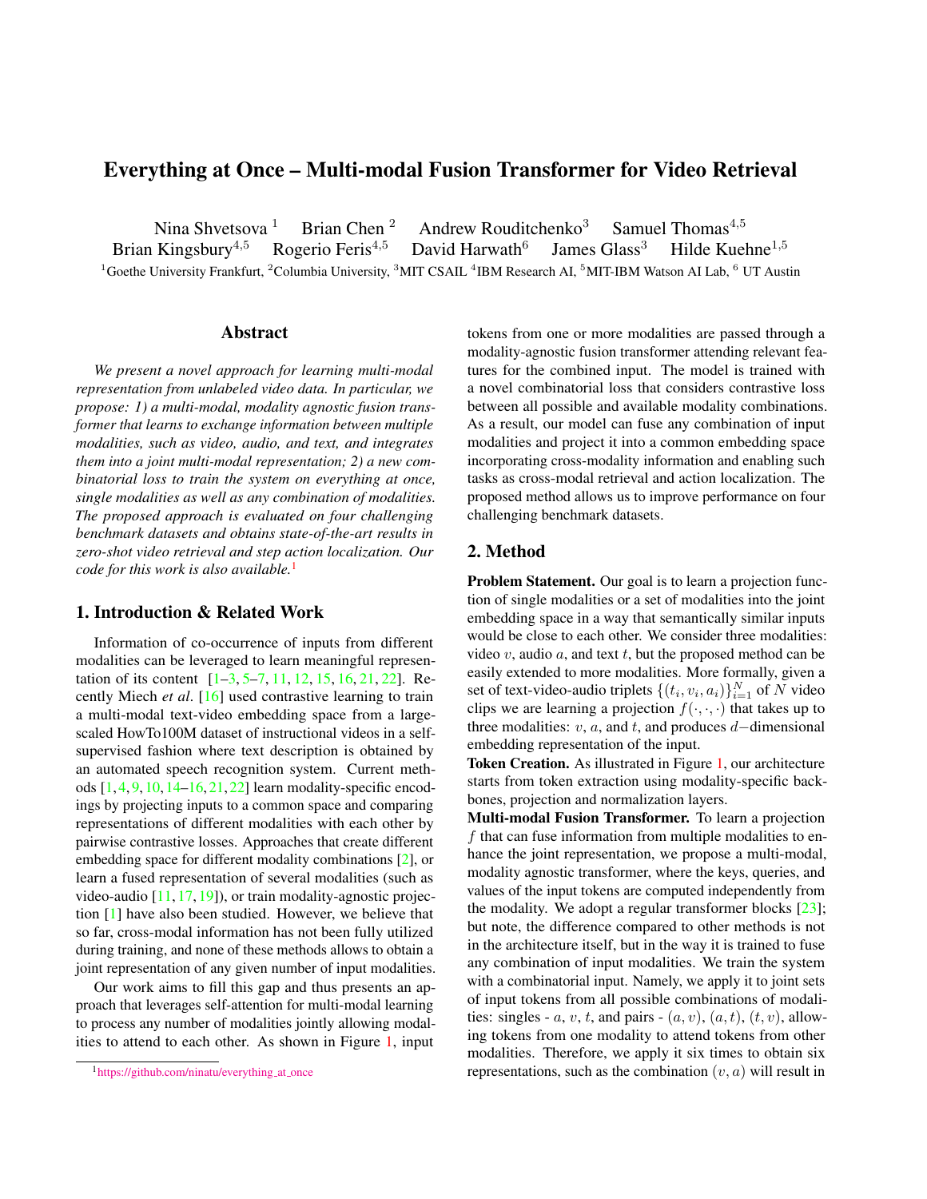# Everything at Once – Multi-modal Fusion Transformer for Video Retrieval

Nina Shvetsova [1] Brian Chen [2] Andrew Rouditchenko[3] Samuel Thomas[4,5]
Brian Kingsbury[4,5] Rogerio Feris[4,5] David Harwath[6] James Glass[3] Hilde Kuehne[1,5]

[1]Goethe University Frankfurt, [2]Columbia University, [3]MIT CSAIL [4]IBM Research AI, [5]MIT-IBM Watson AI Lab, [6] UT Austin

## Abstract

*We present a novel approach for learning multi-modal representation from unlabeled video data. In particular, we propose: 1) a multi-modal, modality agnostic fusion transformer that learns to exchange information between multiple modalities, such as video, audio, and text, and integrates them into a joint multi-modal representation; 2) a new combinatorial loss to train the system on everything at once, single modalities as well as any combination of modalities. The proposed approach is evaluated on four challenging benchmark datasets and obtains state-of-the-art results in zero-shot video retrieval and step action localization. Our code for this work is also available.*[1]

## 1. Introduction & Related Work

Information of co-occurrence of inputs from different modalities can be leveraged to learn meaningful representation of its content [1–3, 5–7, 11, 12, 15, 16, 21, 22]. Recently Miech *et al*. [16] used contrastive learning to train a multi-modal text-video embedding space from a large-scaled HowTo100M dataset of instructional videos in a self-supervised fashion where text description is obtained by an automated speech recognition system. Current methods [1, 4, 9, 10, 14–16, 21, 22] learn modality-specific encodings by projecting inputs to a common space and comparing representations of different modalities with each other by pairwise contrastive losses. Approaches that create different embedding space for different modality combinations [2], or learn a fused representation of several modalities (such as video-audio [11, 17, 19]), or train modality-agnostic projection [1] have also been studied. However, we believe that so far, cross-modal information has not been fully utilized during training, and none of these methods allows to obtain a joint representation of any given number of input modalities.

Our work aims to fill this gap and thus presents an approach that leverages self-attention for multi-modal learning to process any number of modalities jointly allowing modalities to attend to each other. As shown in Figure 1, input tokens from one or more modalities are passed through a modality-agnostic fusion transformer attending relevant features for the combined input. The model is trained with a novel combinatorial loss that considers contrastive loss between all possible and available modality combinations. As a result, our model can fuse any combination of input modalities and project it into a common embedding space incorporating cross-modality information and enabling such tasks as cross-modal retrieval and action localization. The proposed method allows us to improve performance on four challenging benchmark datasets.

[1]https://github.com/ninatu/everything_at_once

## 2. Method

**Problem Statement.** Our goal is to learn a projection function of single modalities or a set of modalities into the joint embedding space in a way that semantically similar inputs would be close to each other. We consider three modalities: video $v$, audio $a$, and text $t$, but the proposed method can be easily extended to more modalities. More formally, given a set of text-video-audio triplets $\{(t_i, v_i, a_i)\}_{i=1}^N$ of $N$ video clips we are learning a projection $f(\cdot, \cdot, \cdot)$ that takes up to three modalities: $v$, $a$, and $t$, and produces $d-$dimensional embedding representation of the input.

**Token Creation.** As illustrated in Figure 1, our architecture starts from token extraction using modality-specific backbones, projection and normalization layers.

**Multi-modal Fusion Transformer.** To learn a projection $f$ that can fuse information from multiple modalities to enhance the joint representation, we propose a multi-modal, modality agnostic transformer, where the keys, queries, and values of the input tokens are computed independently from the modality. We adopt a regular transformer blocks [23]; but note, the difference compared to other methods is not in the architecture itself, but in the way it is trained to fuse any combination of input modalities. We train the system with a combinatorial input. Namely, we apply it to joint sets of input tokens from all possible combinations of modalities: singles - $a$, $v$, $t$, and pairs - $(a, v)$, $(a, t)$, $(t, v)$, allowing tokens from one modality to attend tokens from other modalities. Therefore, we apply it six times to obtain six representations, such as the combination $(v, a)$ will result in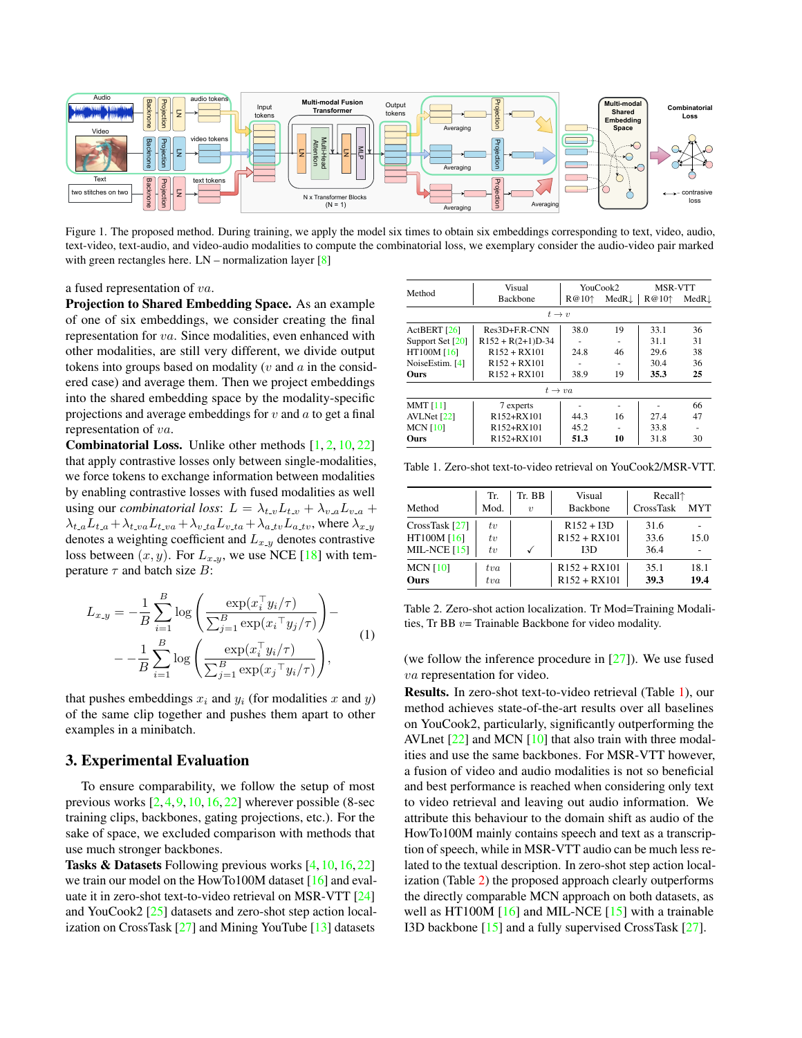Figure 1. The proposed method. During training, we apply the model six times to obtain six embeddings corresponding to text, video, audio, text-video, text-audio, and video-audio modalities to compute the combinatorial loss, we exemplary consider the audio-video pair marked with green rectangles here. LN – normalization layer [8]

a fused representation of $va$.

**Projection to Shared Embedding Space.** As an example of one of six embeddings, we consider creating the final representation for $va$. Since modalities, even enhanced with other modalities, are still very different, we divide output tokens into groups based on modality ($v$ and $a$ in the considered case) and average them. Then we project embeddings into the shared embedding space by the modality-specific projections and average embeddings for $v$ and $a$ to get a final representation of $va$.

**Combinatorial Loss.** Unlike other methods [1, 2, 10, 22] that apply contrastive losses only between single-modalities, we force tokens to exchange information between modalities by enabling contrastive losses with fused modalities as well using our *combinatorial loss*: $L = \lambda_{t\_v} L_{t\_v} + \lambda_{v\_a} L_{v\_a} + \lambda_{t\_a} L_{t\_a} + \lambda_{t\_va} L_{t\_va} + \lambda_{v\_ta} L_{v\_ta} + \lambda_{a\_tv} L_{a\_tv}$, where $\lambda_{x\_y}$ denotes a weighting coefficient and $L_{x\_y}$ denotes contrastive loss between $(x, y)$. For $L_{x\_y}$, we use NCE [18] with temperature $\tau$ and batch size $B$:

$$L_{x\_y} = -\frac{1}{B}\sum_{i=1}^{B} \log\left(\frac{\exp(x_i^\top y_i/\tau)}{\sum_{j=1}^{B}\exp(x_i{}^\top y_j/\tau)}\right) - -\frac{1}{B}\sum_{i=1}^{B} \log\left(\frac{\exp(x_i^\top y_i/\tau)}{\sum_{j=1}^{B}\exp(x_j{}^\top y_i/\tau)}\right), \quad (1)$$

that pushes embeddings $x_i$ and $y_i$ (for modalities $x$ and $y$) of the same clip together and pushes them apart to other examples in a minibatch.

## 3. Experimental Evaluation

To ensure comparability, we follow the setup of most previous works [2, 4, 9, 10, 16, 22] wherever possible (8-sec training clips, backbones, gating projections, etc.). For the sake of space, we excluded comparison with methods that use much stronger backbones.

**Tasks & Datasets** Following previous works [4, 10, 16, 22] we train our model on the HowTo100M dataset [16] and evaluate it in zero-shot text-to-video retrieval on MSR-VTT [24] and YouCook2 [25] datasets and zero-shot step action localization on CrossTask [27] and Mining YouTube [13] datasets (we follow the inference procedure in [27]). We use fused $va$ representation for video.

| Method | Visual Backbone | YouCook2 | | MSR-VTT | |
|---|---|---|---|---|---|
| | | R@10↑ | MedR↓ | R@10↑ | MedR↓ |
| | | $t \rightarrow v$ | | | |
| ActBERT [26] | Res3D+F.R-CNN | 38.0 | 19 | 33.1 | 36 |
| Support Set [20] | R152 + R(2+1)D-34 | - | - | 31.1 | 31 |
| HT100M [16] | R152 + RX101 | 24.8 | 46 | 29.6 | 38 |
| NoiseEstim. [4] | R152 + RX101 | - | - | 30.4 | 36 |
| **Ours** | R152 + RX101 | 38.9 | 19 | **35.3** | **25** |
| | | $t \rightarrow va$ | | | |
| MMT [11] | 7 experts | - | - | - | 66 |
| AVLNet [22] | R152+RX101 | 44.3 | 16 | 27.4 | 47 |
| MCN [10] | R152+RX101 | 45.2 | - | 33.8 | - |
| **Ours** | R152+RX101 | **51.3** | **10** | 31.8 | 30 |

Table 1. Zero-shot text-to-video retrieval on YouCook2/MSR-VTT.

| Method | Tr. Mod. | Tr. BB $v$ | Visual Backbone | Recall↑ CrossTask | MYT |
|---|---|---|---|---|---|
| CrossTask [27] | $tv$ | | R152 + I3D | 31.6 | - |
| HT100M [16] | $tv$ | | R152 + RX101 | 33.6 | 15.0 |
| MIL-NCE [15] | $tv$ | ✓ | I3D | 36.4 | - |
| MCN [10] | $tva$ | | R152 + RX101 | 35.1 | 18.1 |
| **Ours** | $tva$ | | R152 + RX101 | **39.3** | **19.4** |

Table 2. Zero-shot action localization. Tr Mod=Training Modalities, Tr BB $v$= Trainable Backbone for video modality.

**Results.** In zero-shot text-to-video retrieval (Table 1), our method achieves state-of-the-art results over all baselines on YouCook2, particularly, significantly outperforming the AVLnet [22] and MCN [10] that also train with three modalities and use the same backbones. For MSR-VTT however, a fusion of video and audio modalities is not so beneficial and best performance is reached when considering only text to video retrieval and leaving out audio information. We attribute this behaviour to the domain shift as audio of the HowTo100M mainly contains speech and text as a transcription of speech, while in MSR-VTT audio can be much less related to the textual description. In zero-shot step action localization (Table 2) the proposed approach clearly outperforms the directly comparable MCN approach on both datasets, as well as HT100M [16] and MIL-NCE [15] with a trainable I3D backbone [15] and a fully supervised CrossTask [27].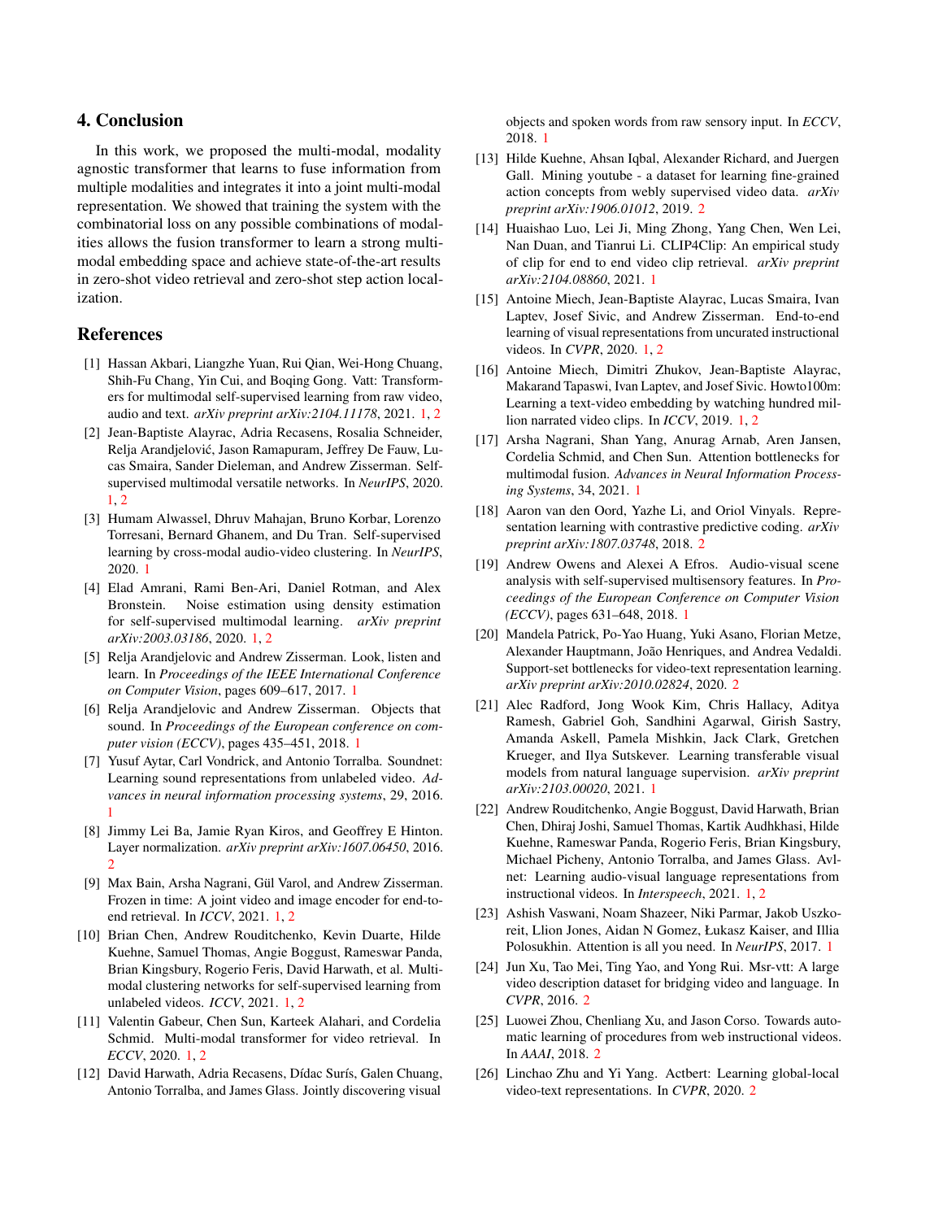## 4. Conclusion

In this work, we proposed the multi-modal, modality agnostic transformer that learns to fuse information from multiple modalities and integrates it into a joint multi-modal representation. We showed that training the system with the combinatorial loss on any possible combinations of modalities allows the fusion transformer to learn a strong multi-modal embedding space and achieve state-of-the-art results in zero-shot video retrieval and zero-shot step action localization.

## References

[1] Hassan Akbari, Liangzhe Yuan, Rui Qian, Wei-Hong Chuang, Shih-Fu Chang, Yin Cui, and Boqing Gong. Vatt: Transformers for multimodal self-supervised learning from raw video, audio and text. *arXiv preprint arXiv:2104.11178*, 2021. 1, 2

[2] Jean-Baptiste Alayrac, Adria Recasens, Rosalia Schneider, Relja Arandjelović, Jason Ramapuram, Jeffrey De Fauw, Lucas Smaira, Sander Dieleman, and Andrew Zisserman. Self-supervised multimodal versatile networks. In *NeurIPS*, 2020. 1, 2

[3] Humam Alwassel, Dhruv Mahajan, Bruno Korbar, Lorenzo Torresani, Bernard Ghanem, and Du Tran. Self-supervised learning by cross-modal audio-video clustering. In *NeurIPS*, 2020. 1

[4] Elad Amrani, Rami Ben-Ari, Daniel Rotman, and Alex Bronstein. Noise estimation using density estimation for self-supervised multimodal learning. *arXiv preprint arXiv:2003.03186*, 2020. 1, 2

[5] Relja Arandjelovic and Andrew Zisserman. Look, listen and learn. In *Proceedings of the IEEE International Conference on Computer Vision*, pages 609–617, 2017. 1

[6] Relja Arandjelovic and Andrew Zisserman. Objects that sound. In *Proceedings of the European conference on computer vision (ECCV)*, pages 435–451, 2018. 1

[7] Yusuf Aytar, Carl Vondrick, and Antonio Torralba. Soundnet: Learning sound representations from unlabeled video. *Advances in neural information processing systems*, 29, 2016. 1

[8] Jimmy Lei Ba, Jamie Ryan Kiros, and Geoffrey E Hinton. Layer normalization. *arXiv preprint arXiv:1607.06450*, 2016. 2

[9] Max Bain, Arsha Nagrani, Gül Varol, and Andrew Zisserman. Frozen in time: A joint video and image encoder for end-to-end retrieval. In *ICCV*, 2021. 1, 2

[10] Brian Chen, Andrew Rouditchenko, Kevin Duarte, Hilde Kuehne, Samuel Thomas, Angie Boggust, Rameswar Panda, Brian Kingsbury, Rogerio Feris, David Harwath, et al. Multimodal clustering networks for self-supervised learning from unlabeled videos. *ICCV*, 2021. 1, 2

[11] Valentin Gabeur, Chen Sun, Karteek Alahari, and Cordelia Schmid. Multi-modal transformer for video retrieval. In *ECCV*, 2020. 1, 2

[12] David Harwath, Adria Recasens, Dídac Surís, Galen Chuang, Antonio Torralba, and James Glass. Jointly discovering visual objects and spoken words from raw sensory input. In *ECCV*, 2018. 1

[13] Hilde Kuehne, Ahsan Iqbal, Alexander Richard, and Juergen Gall. Mining youtube - a dataset for learning fine-grained action concepts from webly supervised video data. *arXiv preprint arXiv:1906.01012*, 2019. 2

[14] Huaishao Luo, Lei Ji, Ming Zhong, Yang Chen, Wen Lei, Nan Duan, and Tianrui Li. CLIP4Clip: An empirical study of clip for end to end video clip retrieval. *arXiv preprint arXiv:2104.08860*, 2021. 1

[15] Antoine Miech, Jean-Baptiste Alayrac, Lucas Smaira, Ivan Laptev, Josef Sivic, and Andrew Zisserman. End-to-end learning of visual representations from uncurated instructional videos. In *CVPR*, 2020. 1, 2

[16] Antoine Miech, Dimitri Zhukov, Jean-Baptiste Alayrac, Makarand Tapaswi, Ivan Laptev, and Josef Sivic. Howto100m: Learning a text-video embedding by watching hundred million narrated video clips. In *ICCV*, 2019. 1, 2

[17] Arsha Nagrani, Shan Yang, Anurag Arnab, Aren Jansen, Cordelia Schmid, and Chen Sun. Attention bottlenecks for multimodal fusion. *Advances in Neural Information Processing Systems*, 34, 2021. 1

[18] Aaron van den Oord, Yazhe Li, and Oriol Vinyals. Representation learning with contrastive predictive coding. *arXiv preprint arXiv:1807.03748*, 2018. 2

[19] Andrew Owens and Alexei A Efros. Audio-visual scene analysis with self-supervised multisensory features. In *Proceedings of the European Conference on Computer Vision (ECCV)*, pages 631–648, 2018. 1

[20] Mandela Patrick, Po-Yao Huang, Yuki Asano, Florian Metze, Alexander Hauptmann, João Henriques, and Andrea Vedaldi. Support-set bottlenecks for video-text representation learning. *arXiv preprint arXiv:2010.02824*, 2020. 2

[21] Alec Radford, Jong Wook Kim, Chris Hallacy, Aditya Ramesh, Gabriel Goh, Sandhini Agarwal, Girish Sastry, Amanda Askell, Pamela Mishkin, Jack Clark, Gretchen Krueger, and Ilya Sutskever. Learning transferable visual models from natural language supervision. *arXiv preprint arXiv:2103.00020*, 2021. 1

[22] Andrew Rouditchenko, Angie Boggust, David Harwath, Brian Chen, Dhiraj Joshi, Samuel Thomas, Kartik Audhkhasi, Hilde Kuehne, Rameswar Panda, Rogerio Feris, Brian Kingsbury, Michael Picheny, Antonio Torralba, and James Glass. Avlnet: Learning audio-visual language representations from instructional videos. In *Interspeech*, 2021. 1, 2

[23] Ashish Vaswani, Noam Shazeer, Niki Parmar, Jakob Uszkoreit, Llion Jones, Aidan N Gomez, Łukasz Kaiser, and Illia Polosukhin. Attention is all you need. In *NeurIPS*, 2017. 1

[24] Jun Xu, Tao Mei, Ting Yao, and Yong Rui. Msr-vtt: A large video description dataset for bridging video and language. In *CVPR*, 2016. 2

[25] Luowei Zhou, Chenliang Xu, and Jason Corso. Towards automatic learning of procedures from web instructional videos. In *AAAI*, 2018. 2

[26] Linchao Zhu and Yi Yang. Actbert: Learning global-local video-text representations. In *CVPR*, 2020. 2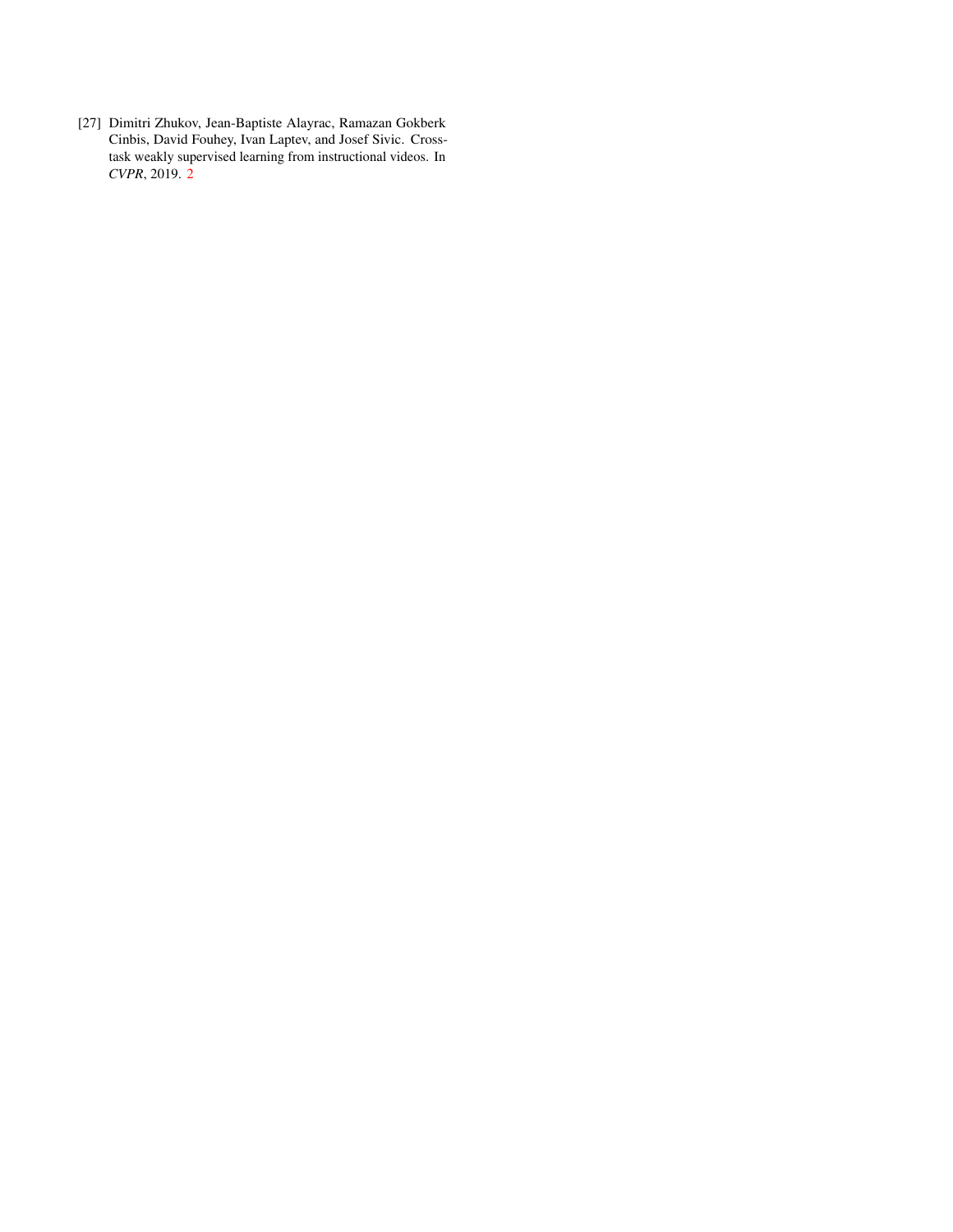[27] Dimitri Zhukov, Jean-Baptiste Alayrac, Ramazan Gokberk Cinbis, David Fouhey, Ivan Laptev, and Josef Sivic. Cross-task weakly supervised learning from instructional videos. In *CVPR*, 2019. 2